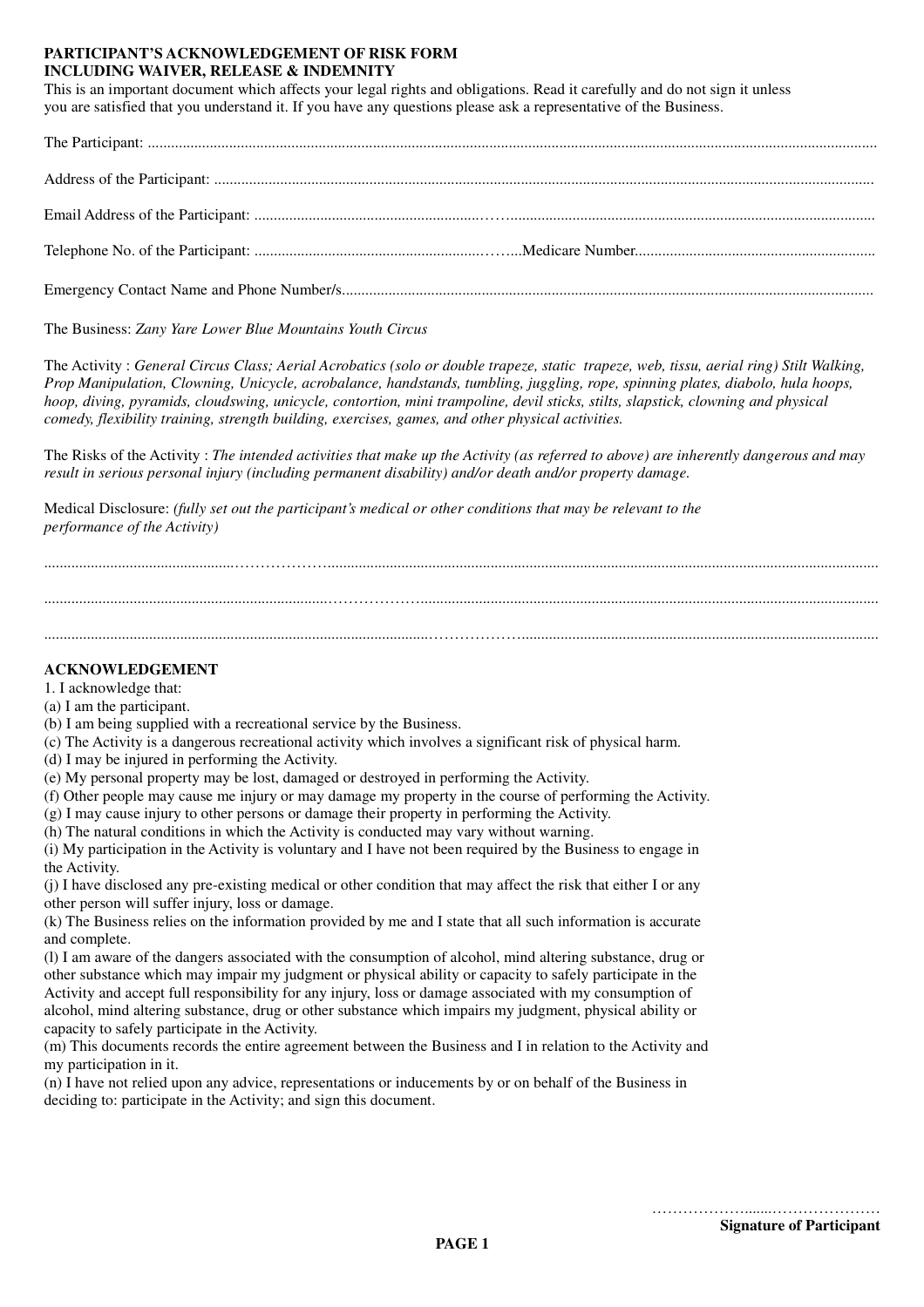**PARTICIPANT'S ACKNOWLEDGEMENT OF RISK FORM**
**INCLUDING WAIVER, RELEASE & INDEMNITY**

This is an important document which affects your legal rights and obligations. Read it carefully and do not sign it unless you are satisfied that you understand it. If you have any questions please ask a representative of the Business.

The Participant: ..............................................................................................................................................................................

Address of the Participant: ..............................................................................................................................................................

Email Address of the Participant: ......................................................................................................................................................

Telephone No. of the Participant: .................................................................Medicare Number...........................................................

Emergency Contact Name and Phone Number/s................................................................................................................................

The Business: *Zany Yare Lower Blue Mountains Youth Circus*

The Activity : *General Circus Class; Aerial Acrobatics (solo or double trapeze, static trapeze, web, tissu, aerial ring) Stilt Walking, Prop Manipulation, Clowning, Unicycle, acrobalance, handstands, tumbling, juggling, rope, spinning plates, diabolo, hula hoops, hoop, diving, pyramids, cloudswing, unicycle, contortion, mini trampoline, devil sticks, stilts, slapstick, clowning and physical comedy, flexibility training, strength building, exercises, games, and other physical activities.*

The Risks of the Activity : *The intended activities that make up the Activity (as referred to above) are inherently dangerous and may result in serious personal injury (including permanent disability) and/or death and/or property damage.*

Medical Disclosure: *(fully set out the participant's medical or other conditions that may be relevant to the performance of the Activity)*

..............................................................................................................................................................................................

..............................................................................................................................................................................................

..............................................................................................................................................................................................

**ACKNOWLEDGEMENT**

1. I acknowledge that:

(a) I am the participant.

(b) I am being supplied with a recreational service by the Business.

(c) The Activity is a dangerous recreational activity which involves a significant risk of physical harm.

(d) I may be injured in performing the Activity.

(e) My personal property may be lost, damaged or destroyed in performing the Activity.

(f) Other people may cause me injury or may damage my property in the course of performing the Activity.

(g) I may cause injury to other persons or damage their property in performing the Activity.

(h) The natural conditions in which the Activity is conducted may vary without warning.

(i) My participation in the Activity is voluntary and I have not been required by the Business to engage in the Activity.

(j) I have disclosed any pre-existing medical or other condition that may affect the risk that either I or any other person will suffer injury, loss or damage.

(k) The Business relies on the information provided by me and I state that all such information is accurate and complete.

(l) I am aware of the dangers associated with the consumption of alcohol, mind altering substance, drug or other substance which may impair my judgment or physical ability or capacity to safely participate in the Activity and accept full responsibility for any injury, loss or damage associated with my consumption of alcohol, mind altering substance, drug or other substance which impairs my judgment, physical ability or capacity to safely participate in the Activity.

(m) This documents records the entire agreement between the Business and I in relation to the Activity and my participation in it.

(n) I have not relied upon any advice, representations or inducements by or on behalf of the Business in deciding to: participate in the Activity; and sign this document.

..........................................................

**Signature of Participant**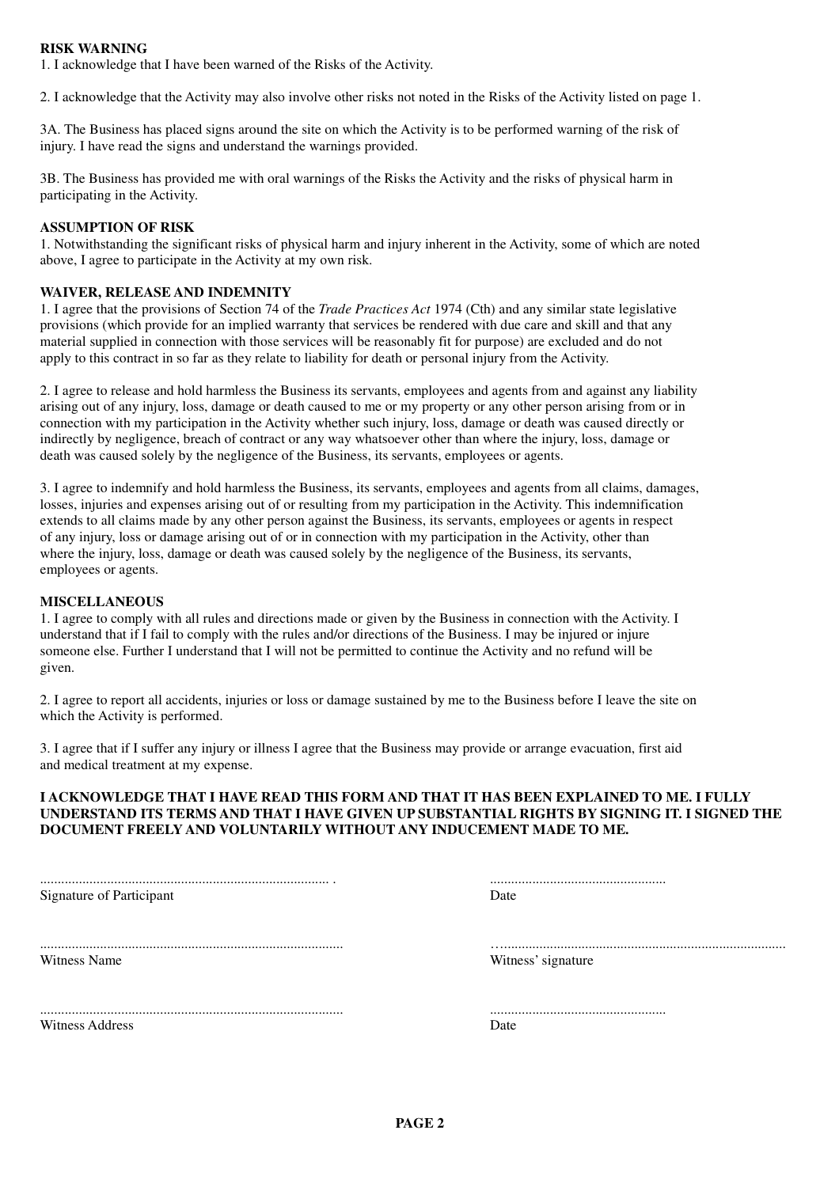**RISK WARNING**

1. I acknowledge that I have been warned of the Risks of the Activity.

2. I acknowledge that the Activity may also involve other risks not noted in the Risks of the Activity listed on page 1.

3A. The Business has placed signs around the site on which the Activity is to be performed warning of the risk of injury. I have read the signs and understand the warnings provided.

3B. The Business has provided me with oral warnings of the Risks the Activity and the risks of physical harm in participating in the Activity.

**ASSUMPTION OF RISK**

1. Notwithstanding the significant risks of physical harm and injury inherent in the Activity, some of which are noted above, I agree to participate in the Activity at my own risk.

**WAIVER, RELEASE AND INDEMNITY**

1. I agree that the provisions of Section 74 of the *Trade Practices Act* 1974 (Cth) and any similar state legislative provisions (which provide for an implied warranty that services be rendered with due care and skill and that any material supplied in connection with those services will be reasonably fit for purpose) are excluded and do not apply to this contract in so far as they relate to liability for death or personal injury from the Activity.

2. I agree to release and hold harmless the Business its servants, employees and agents from and against any liability arising out of any injury, loss, damage or death caused to me or my property or any other person arising from or in connection with my participation in the Activity whether such injury, loss, damage or death was caused directly or indirectly by negligence, breach of contract or any way whatsoever other than where the injury, loss, damage or death was caused solely by the negligence of the Business, its servants, employees or agents.

3. I agree to indemnify and hold harmless the Business, its servants, employees and agents from all claims, damages, losses, injuries and expenses arising out of or resulting from my participation in the Activity. This indemnification extends to all claims made by any other person against the Business, its servants, employees or agents in respect of any injury, loss or damage arising out of or in connection with my participation in the Activity, other than where the injury, loss, damage or death was caused solely by the negligence of the Business, its servants, employees or agents.

**MISCELLANEOUS**

1. I agree to comply with all rules and directions made or given by the Business in connection with the Activity. I understand that if I fail to comply with the rules and/or directions of the Business. I may be injured or injure someone else. Further I understand that I will not be permitted to continue the Activity and no refund will be given.

2. I agree to report all accidents, injuries or loss or damage sustained by me to the Business before I leave the site on which the Activity is performed.

3. I agree that if I suffer any injury or illness I agree that the Business may provide or arrange evacuation, first aid and medical treatment at my expense.

**I ACKNOWLEDGE THAT I HAVE READ THIS FORM AND THAT IT HAS BEEN EXPLAINED TO ME. I FULLY UNDERSTAND ITS TERMS AND THAT I HAVE GIVEN UP SUBSTANTIAL RIGHTS BY SIGNING IT. I SIGNED THE DOCUMENT FREELY AND VOLUNTARILY WITHOUT ANY INDUCEMENT MADE TO ME.**

| | |
|---|---|
| ................................................................................. . | ................................................. |
| Signature of Participant | Date |
| ..................................................................................... | …............................................................................ |
| Witness Name | Witness' signature |
| ..................................................................................... | ................................................. |
| Witness Address | Date |